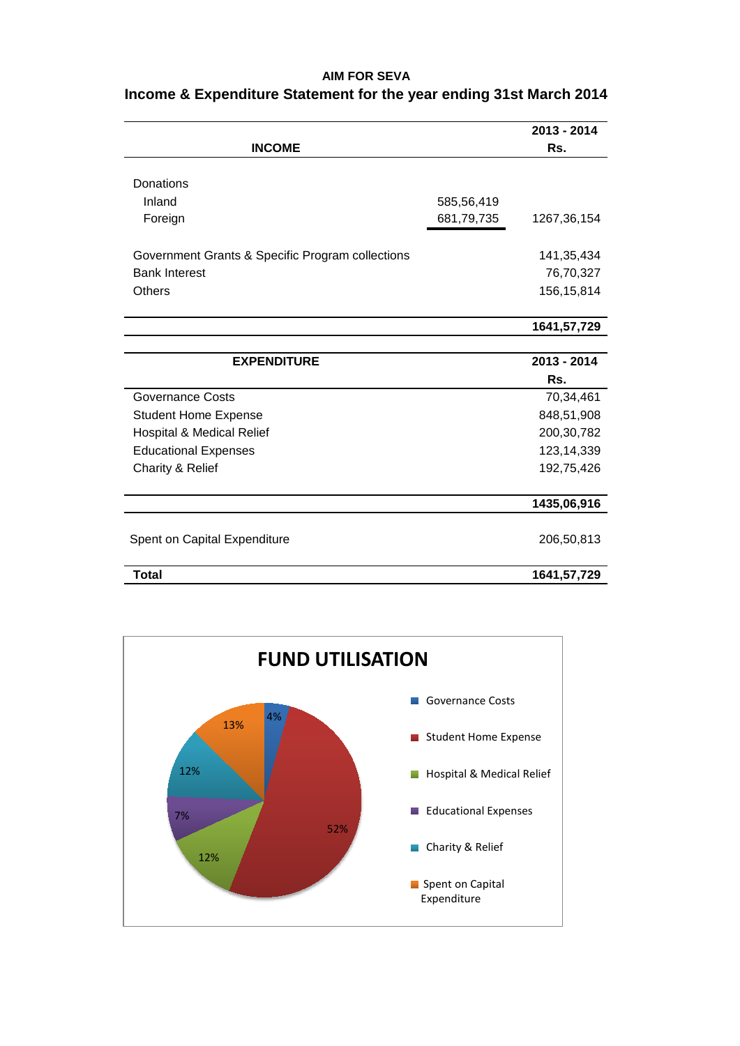**AIM FOR SEVA**

**Income & Expenditure Statement for the year ending 31st March 2014**

| INCOME | | 2013 - 2014 Rs. |
|---|---|---|
| Donations | | |
| Inland | 585,56,419 | |
| Foreign | 681,79,735 | 1267,36,154 |
| Government Grants & Specific Program collections | | 141,35,434 |
| Bank Interest | | 76,70,327 |
| Others | | 156,15,814 |
| | | **1641,57,729** |

| EXPENDITURE | 2013 - 2014 Rs. |
|---|---|
| Governance Costs | 70,34,461 |
| Student Home Expense | 848,51,908 |
| Hospital & Medical Relief | 200,30,782 |
| Educational Expenses | 123,14,339 |
| Charity & Relief | 192,75,426 |
| | **1435,06,916** |
| Spent on Capital Expenditure | 206,50,813 |
| **Total** | **1641,57,729** |

**FUND UTILISATION**

| Category | Share |
|---|---|
| Governance Costs | 4% |
| Student Home Expense | 52% |
| Hospital & Medical Relief | 12% |
| Educational Expenses | 7% |
| Charity & Relief | 12% |
| Spent on Capital Expenditure | 13% |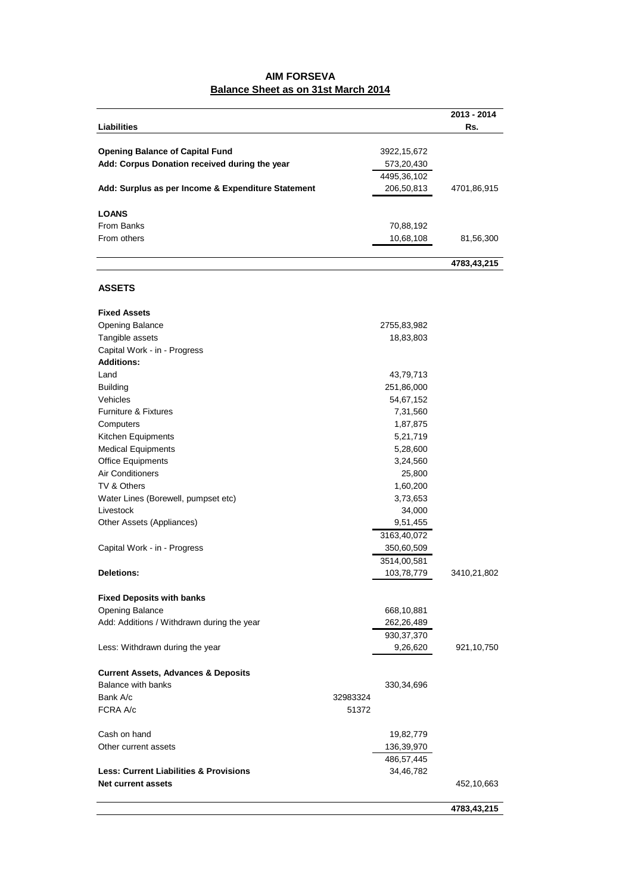# AIM FORSEVA

## Balance Sheet as on 31st March 2014

| Liabilities | | | 2013 - 2014 Rs. |
|---|---|---|---|
| **Opening Balance of Capital Fund** | | 3922,15,672 | |
| **Add: Corpus Donation received during the year** | | 573,20,430 | |
| | | 4495,36,102 | |
| **Add: Surplus as per Income & Expenditure Statement** | | 206,50,813 | 4701,86,915 |
| | | | |
| **LOANS** | | | |
| From Banks | | 70,88,192 | |
| From others | | 10,68,108 | 81,56,300 |
| | | | **4783,43,215** |
| | | | |
| **ASSETS** | | | |
| | | | |
| **Fixed Assets** | | | |
| Opening Balance | | 2755,83,982 | |
| Tangible assets | | 18,83,803 | |
| Capital Work - in - Progress | | | |
| **Additions:** | | | |
| Land | | 43,79,713 | |
| Building | | 251,86,000 | |
| Vehicles | | 54,67,152 | |
| Furniture & Fixtures | | 7,31,560 | |
| Computers | | 1,87,875 | |
| Kitchen Equipments | | 5,21,719 | |
| Medical Equipments | | 5,28,600 | |
| Office Equipments | | 3,24,560 | |
| Air Conditioners | | 25,800 | |
| TV & Others | | 1,60,200 | |
| Water Lines (Borewell, pumpset etc) | | 3,73,653 | |
| Livestock | | 34,000 | |
| Other Assets (Appliances) | | 9,51,455 | |
| | | 3163,40,072 | |
| Capital Work - in - Progress | | 350,60,509 | |
| | | 3514,00,581 | |
| **Deletions:** | | 103,78,779 | 3410,21,802 |
| | | | |
| **Fixed Deposits with banks** | | | |
| Opening Balance | | 668,10,881 | |
| Add: Additions / Withdrawn during the year | | 262,26,489 | |
| | | 930,37,370 | |
| Less: Withdrawn during the year | | 9,26,620 | 921,10,750 |
| | | | |
| **Current Assets, Advances & Deposits** | | | |
| Balance with banks | | 330,34,696 | |
| Bank A/c | 32983324 | | |
| FCRA A/c | 51372 | | |
| | | | |
| Cash on hand | | 19,82,779 | |
| Other current assets | | 136,39,970 | |
| | | 486,57,445 | |
| **Less: Current Liabilities & Provisions** | | 34,46,782 | |
| **Net current assets** | | | 452,10,663 |
| | | | **4783,43,215** |